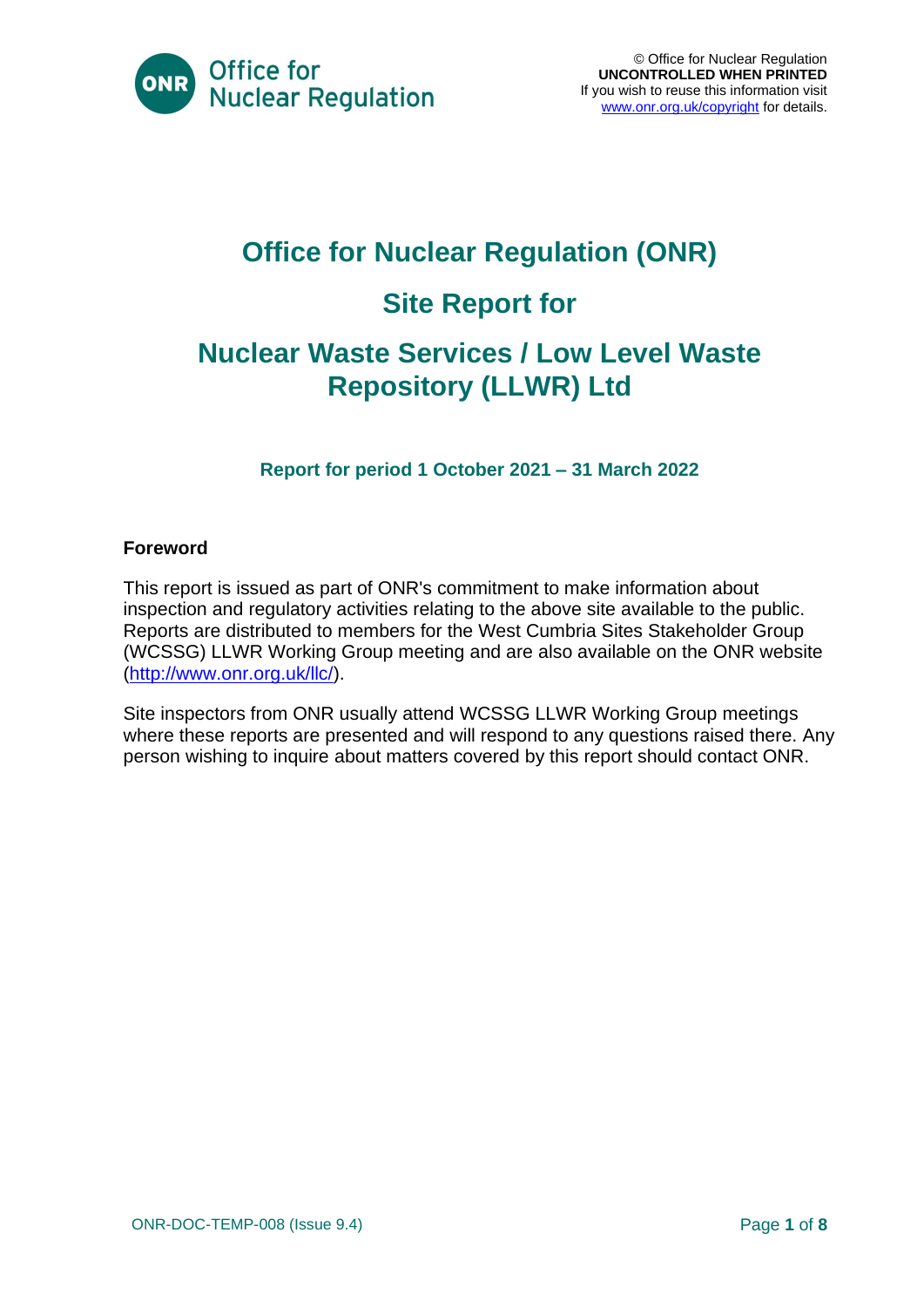© Office for Nuclear Regulation
**UNCONTROLLED WHEN PRINTED**
If you wish to reuse this information visit www.onr.org.uk/copyright for details.

# Office for Nuclear Regulation (ONR)

# Site Report for

# Nuclear Waste Services / Low Level Waste Repository (LLWR) Ltd

### Report for period 1 October 2021 – 31 March 2022

**Foreword**

This report is issued as part of ONR's commitment to make information about inspection and regulatory activities relating to the above site available to the public. Reports are distributed to members for the West Cumbria Sites Stakeholder Group (WCSSG) LLWR Working Group meeting and are also available on the ONR website (http://www.onr.org.uk/llc/).

Site inspectors from ONR usually attend WCSSG LLWR Working Group meetings where these reports are presented and will respond to any questions raised there. Any person wishing to inquire about matters covered by this report should contact ONR.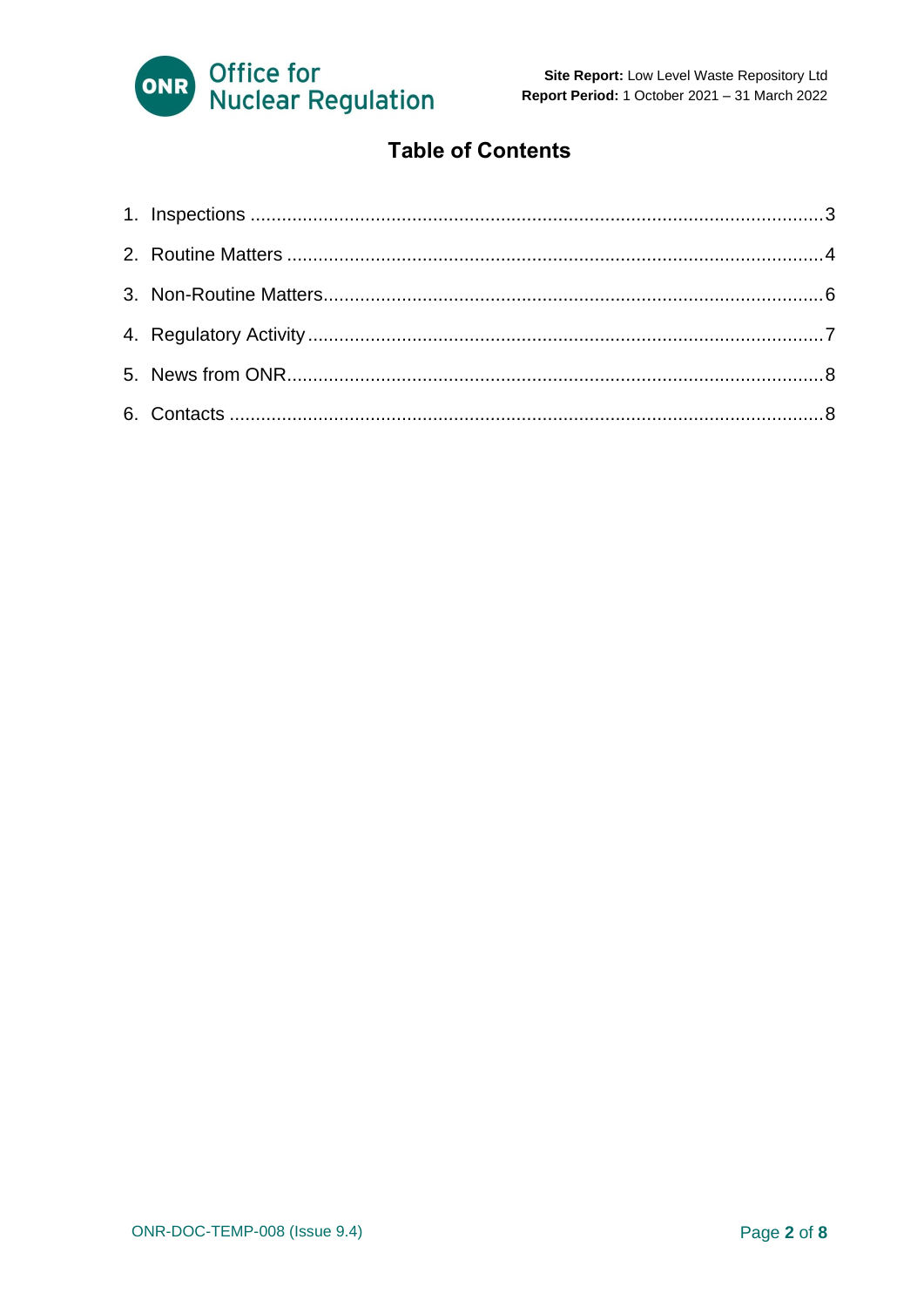# Table of Contents

1. Inspections ........................................................................................................ 3
2. Routine Matters ................................................................................................. 4
3. Non-Routine Matters.......................................................................................... 6
4. Regulatory Activity ............................................................................................. 7
5. News from ONR................................................................................................. 8
6. Contacts ............................................................................................................ 8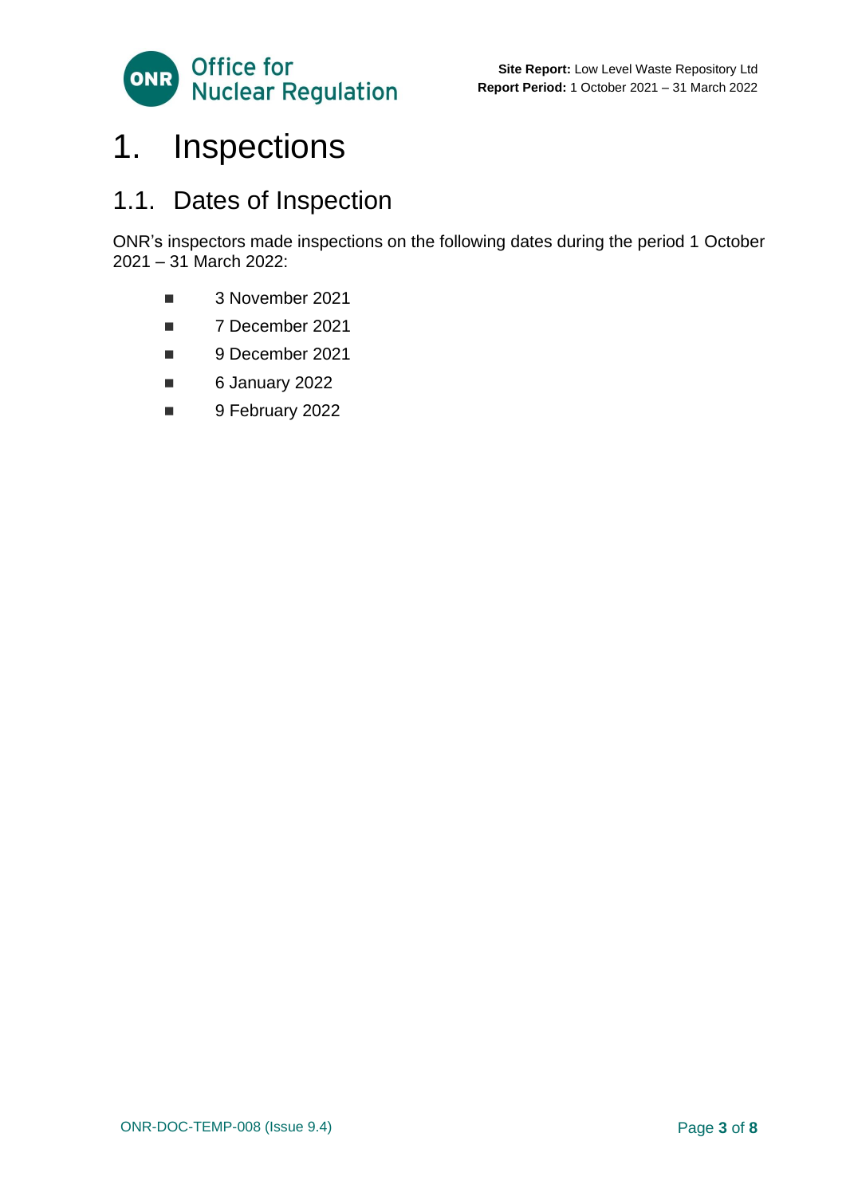# 1. Inspections

## 1.1. Dates of Inspection

ONR's inspectors made inspections on the following dates during the period 1 October 2021 – 31 March 2022:

- 3 November 2021
- 7 December 2021
- 9 December 2021
- 6 January 2022
- 9 February 2022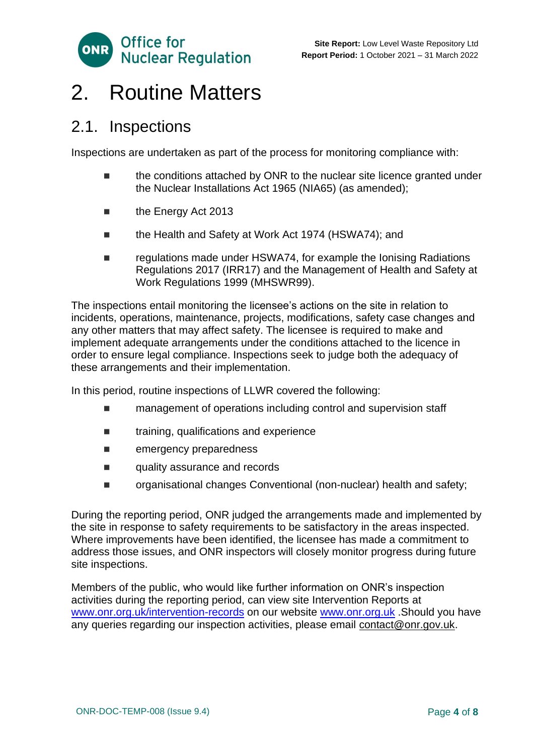# 2. Routine Matters

## 2.1. Inspections

Inspections are undertaken as part of the process for monitoring compliance with:

- the conditions attached by ONR to the nuclear site licence granted under the Nuclear Installations Act 1965 (NIA65) (as amended);
- the Energy Act 2013
- the Health and Safety at Work Act 1974 (HSWA74); and
- regulations made under HSWA74, for example the Ionising Radiations Regulations 2017 (IRR17) and the Management of Health and Safety at Work Regulations 1999 (MHSWR99).

The inspections entail monitoring the licensee's actions on the site in relation to incidents, operations, maintenance, projects, modifications, safety case changes and any other matters that may affect safety. The licensee is required to make and implement adequate arrangements under the conditions attached to the licence in order to ensure legal compliance. Inspections seek to judge both the adequacy of these arrangements and their implementation.

In this period, routine inspections of LLWR covered the following:

- management of operations including control and supervision staff
- training, qualifications and experience
- emergency preparedness
- quality assurance and records
- organisational changes Conventional (non-nuclear) health and safety;

During the reporting period, ONR judged the arrangements made and implemented by the site in response to safety requirements to be satisfactory in the areas inspected. Where improvements have been identified, the licensee has made a commitment to address those issues, and ONR inspectors will closely monitor progress during future site inspections.

Members of the public, who would like further information on ONR's inspection activities during the reporting period, can view site Intervention Reports at [www.onr.org.uk/intervention-records](http://www.onr.org.uk/intervention-records) on our website [www.onr.org.uk](http://www.onr.org.uk) .Should you have any queries regarding our inspection activities, please email contact@onr.gov.uk.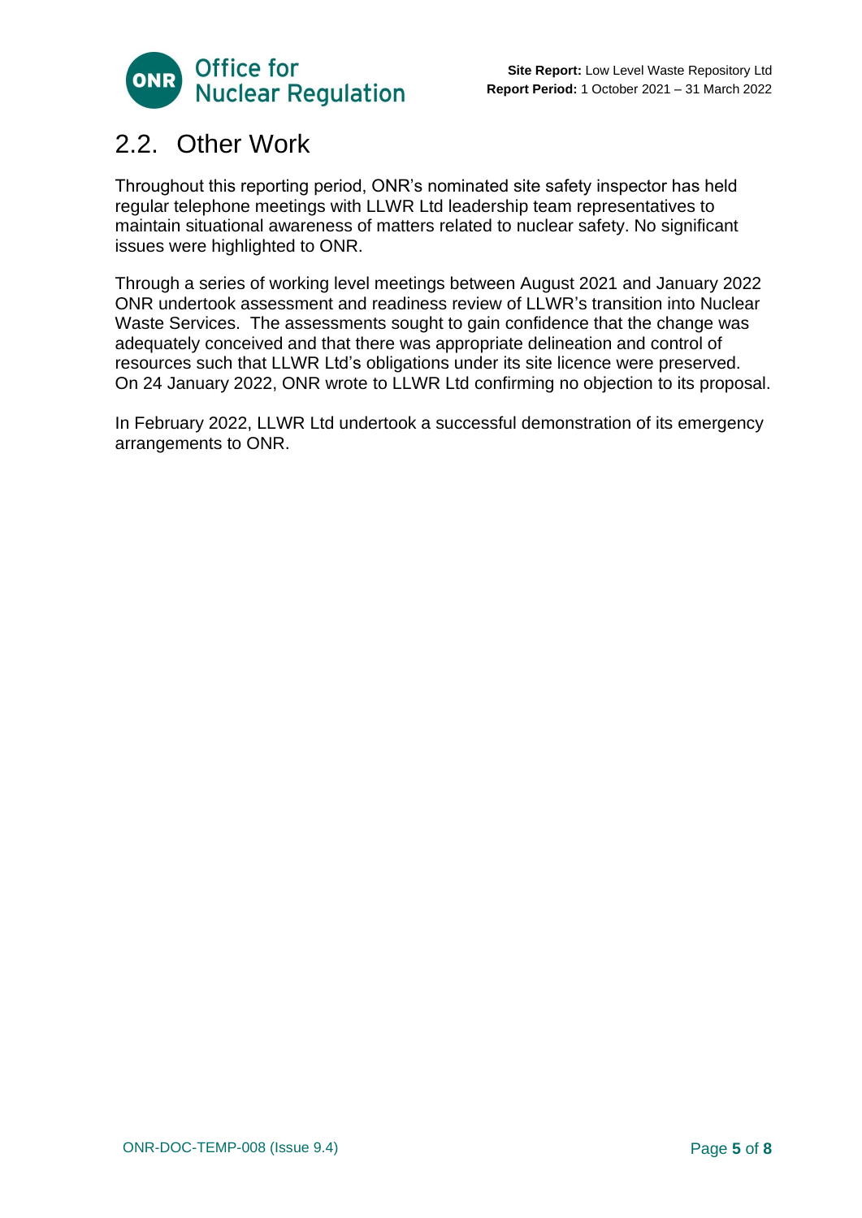## 2.2. Other Work

Throughout this reporting period, ONR's nominated site safety inspector has held regular telephone meetings with LLWR Ltd leadership team representatives to maintain situational awareness of matters related to nuclear safety. No significant issues were highlighted to ONR.

Through a series of working level meetings between August 2021 and January 2022 ONR undertook assessment and readiness review of LLWR's transition into Nuclear Waste Services. The assessments sought to gain confidence that the change was adequately conceived and that there was appropriate delineation and control of resources such that LLWR Ltd's obligations under its site licence were preserved. On 24 January 2022, ONR wrote to LLWR Ltd confirming no objection to its proposal.

In February 2022, LLWR Ltd undertook a successful demonstration of its emergency arrangements to ONR.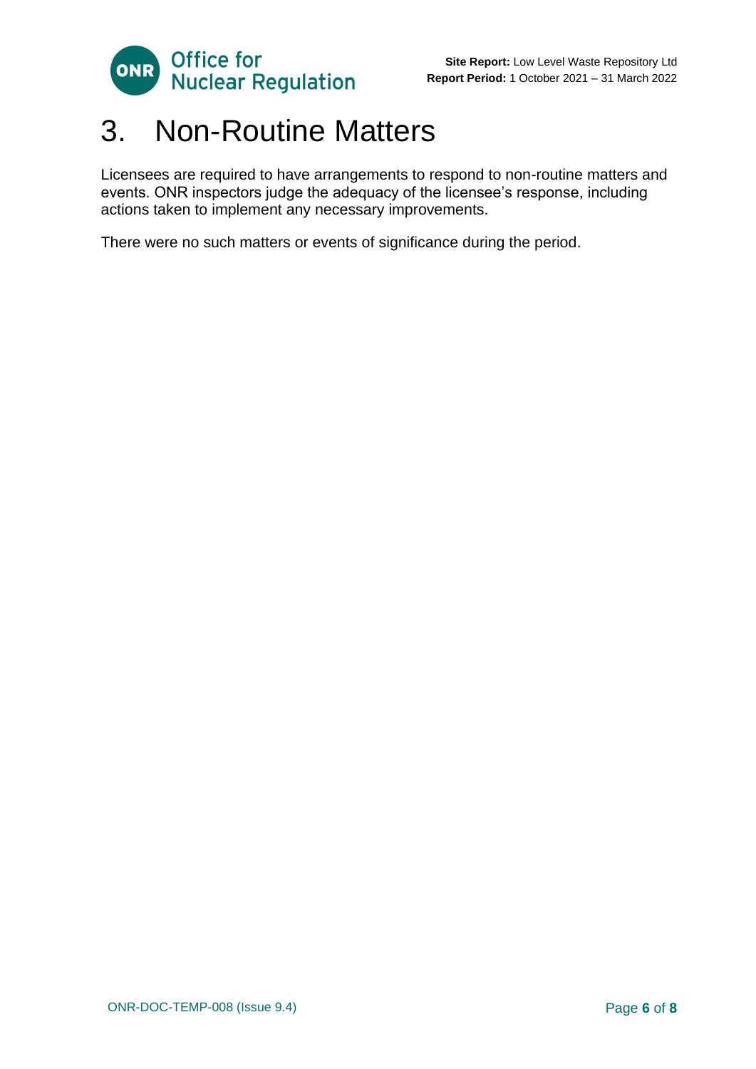# 3. Non-Routine Matters

Licensees are required to have arrangements to respond to non-routine matters and events. ONR inspectors judge the adequacy of the licensee's response, including actions taken to implement any necessary improvements.

There were no such matters or events of significance during the period.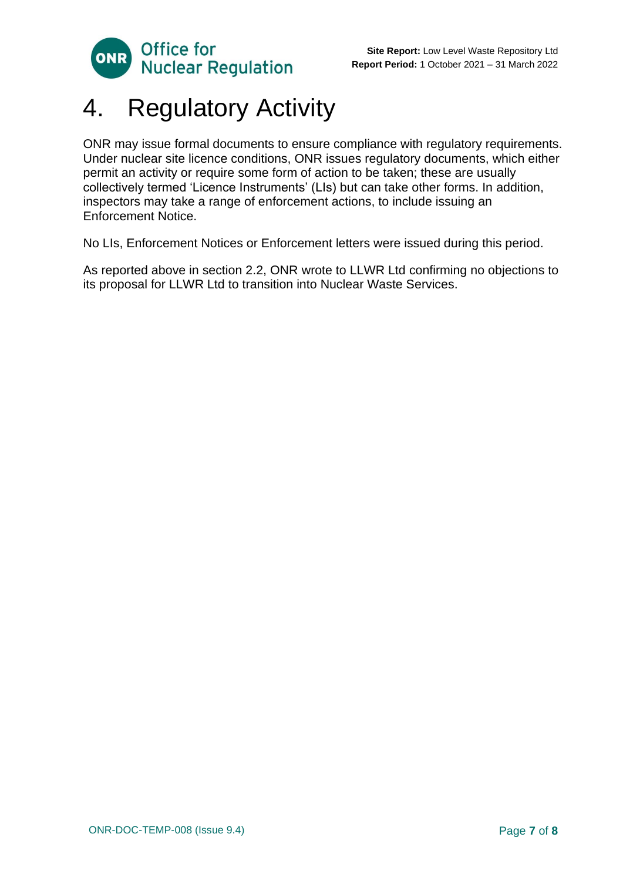# 4. Regulatory Activity

ONR may issue formal documents to ensure compliance with regulatory requirements. Under nuclear site licence conditions, ONR issues regulatory documents, which either permit an activity or require some form of action to be taken; these are usually collectively termed 'Licence Instruments' (LIs) but can take other forms. In addition, inspectors may take a range of enforcement actions, to include issuing an Enforcement Notice.

No LIs, Enforcement Notices or Enforcement letters were issued during this period.

As reported above in section 2.2, ONR wrote to LLWR Ltd confirming no objections to its proposal for LLWR Ltd to transition into Nuclear Waste Services.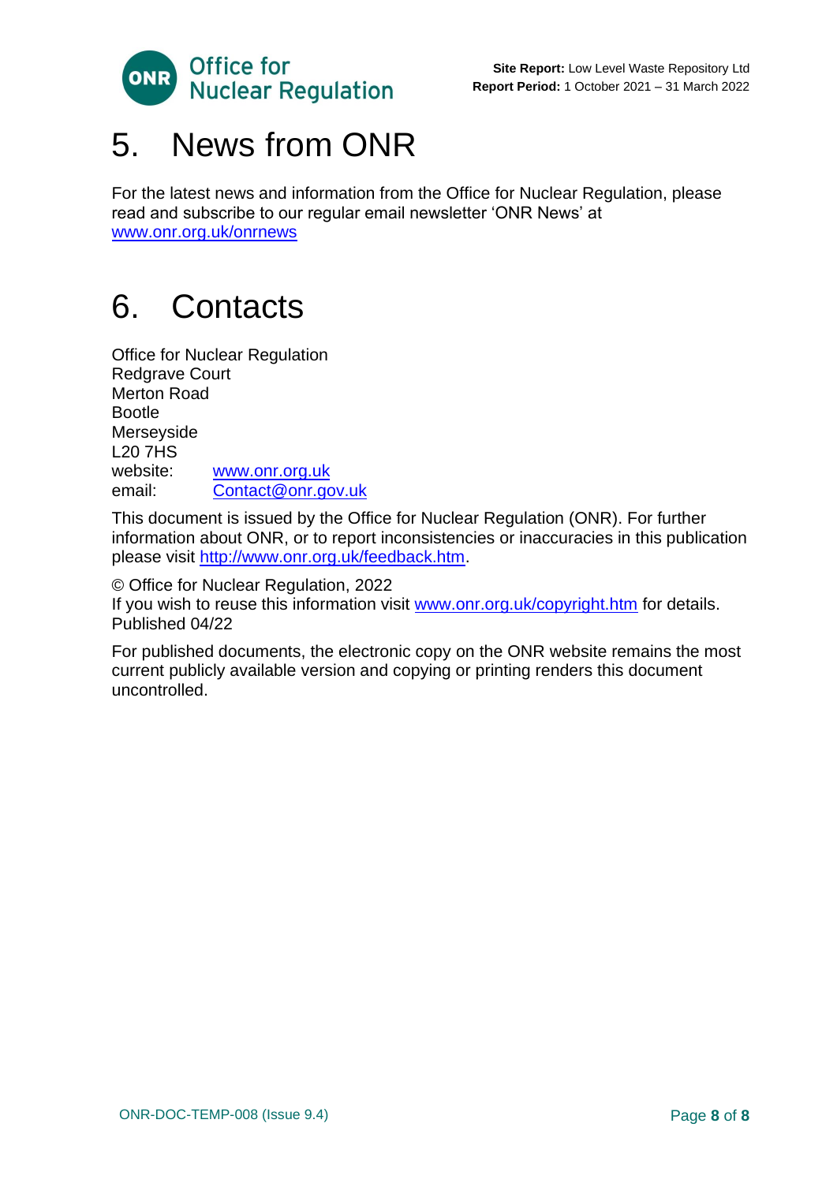# 5. News from ONR

For the latest news and information from the Office for Nuclear Regulation, please read and subscribe to our regular email newsletter 'ONR News' at www.onr.org.uk/onrnews

# 6. Contacts

Office for Nuclear Regulation
Redgrave Court
Merton Road
Bootle
Merseyside
L20 7HS
website: www.onr.org.uk
email: Contact@onr.gov.uk

This document is issued by the Office for Nuclear Regulation (ONR). For further information about ONR, or to report inconsistencies or inaccuracies in this publication please visit http://www.onr.org.uk/feedback.htm.

© Office for Nuclear Regulation, 2022
If you wish to reuse this information visit www.onr.org.uk/copyright.htm for details.
Published 04/22

For published documents, the electronic copy on the ONR website remains the most current publicly available version and copying or printing renders this document uncontrolled.